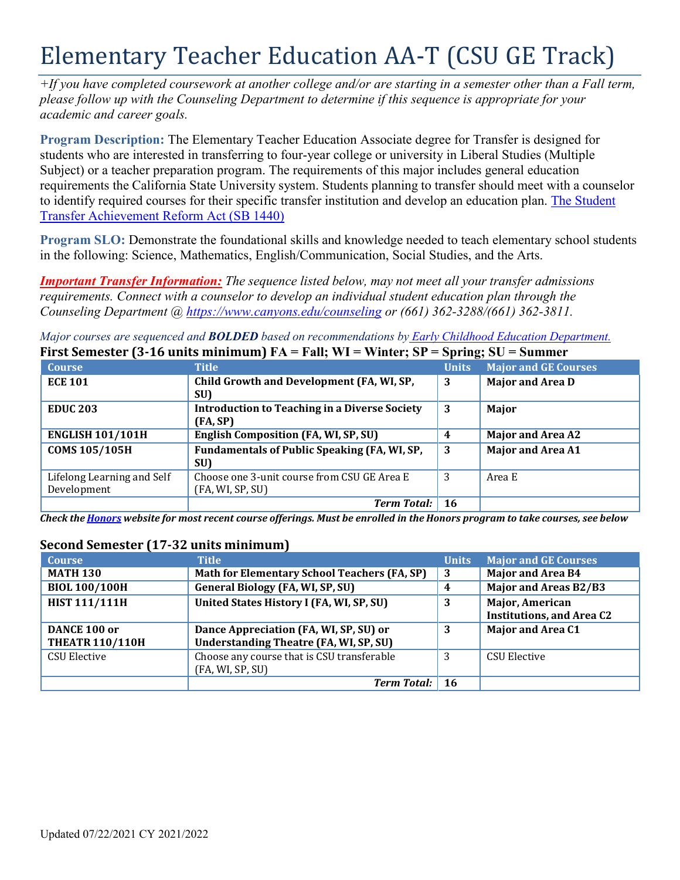# Elementary Teacher Education AA-T (CSU GE Track)

*+If you have completed coursework at another college and/or are starting in a semester other than a Fall term, please follow up with the Counseling Department to determine if this sequence is appropriate for your academic and career goals.*

**Program Description:** The Elementary Teacher Education Associate degree for Transfer is designed for students who are interested in transferring to four-year college or university in Liberal Studies (Multiple Subject) or a teacher preparation program. The requirements of this major includes general education requirements the California State University system. Students planning to transfer should meet with a counselor to identify required courses for their specific transfer institution and develop an education plan. The Student Transfer Achievement Reform Act (SB 1440)

**Program SLO:** Demonstrate the foundational skills and knowledge needed to teach elementary school students in the following: Science, Mathematics, English/Communication, Social Studies, and the Arts.

***Important Transfer Information:*** *The sequence listed below, may not meet all your transfer admissions requirements. Connect with a counselor to develop an individual student education plan through the Counseling Department @ https://www.canyons.edu/counseling or (661) 362-3288/(661) 362-3811.*

*Major courses are sequenced and **BOLDED** based on recommendations by Early Childhood Education Department.*

## First Semester (3-16 units minimum) FA = Fall; WI = Winter; SP = Spring; SU = Summer

| Course | Title | Units | Major and GE Courses |
|---|---|---|---|
| **ECE 101** | **Child Growth and Development (FA, WI, SP, SU)** | **3** | **Major and Area D** |
| **EDUC 203** | **Introduction to Teaching in a Diverse Society (FA, SP)** | **3** | **Major** |
| **ENGLISH 101/101H** | **English Composition (FA, WI, SP, SU)** | **4** | **Major and Area A2** |
| **COMS 105/105H** | **Fundamentals of Public Speaking (FA, WI, SP, SU)** | **3** | **Major and Area A1** |
| Lifelong Learning and Self Development | Choose one 3-unit course from CSU GE Area E (FA, WI, SP, SU) | 3 | Area E |
| | ***Term Total:*** | **16** | |

***Check the Honors website for most recent course offerings. Must be enrolled in the Honors program to take courses, see below***

## Second Semester (17-32 units minimum)

| Course | Title | Units | Major and GE Courses |
|---|---|---|---|
| **MATH 130** | **Math for Elementary School Teachers (FA, SP)** | **3** | **Major and Area B4** |
| **BIOL 100/100H** | **General Biology (FA, WI, SP, SU)** | **4** | **Major and Areas B2/B3** |
| **HIST 111/111H** | **United States History I (FA, WI, SP, SU)** | **3** | **Major, American Institutions, and Area C2** |
| **DANCE 100 or THEATR 110/110H** | **Dance Appreciation (FA, WI, SP, SU) or Understanding Theatre (FA, WI, SP, SU)** | **3** | **Major and Area C1** |
| CSU Elective | Choose any course that is CSU transferable (FA, WI, SP, SU) | 3 | CSU Elective |
| | ***Term Total:*** | **16** | |

Updated 07/22/2021 CY 2021/2022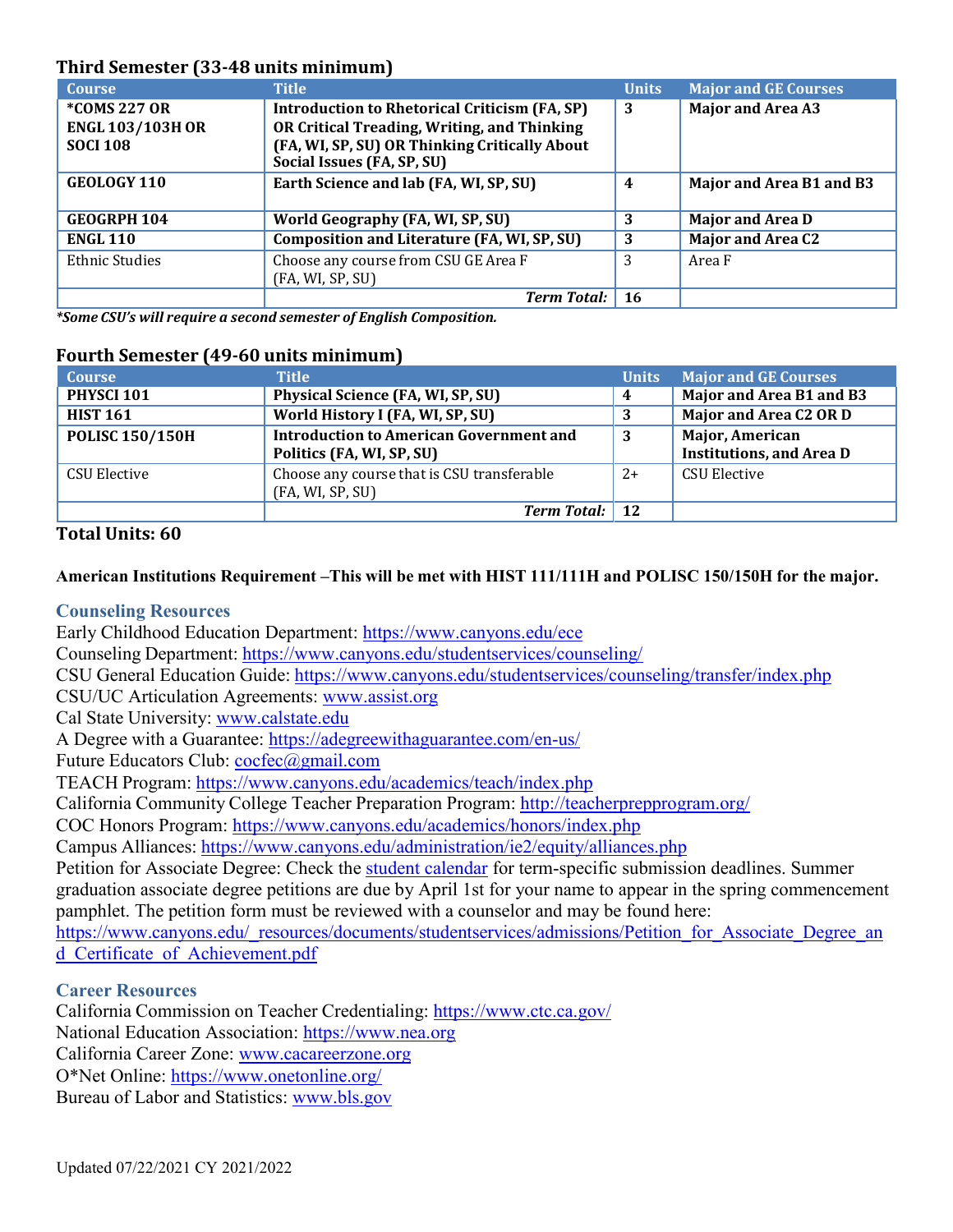### Third Semester (33-48 units minimum)

| Course | Title | Units | Major and GE Courses |
|---|---|---|---|
| ***COMS 227 OR ENGL 103/103H OR SOCI 108** | **Introduction to Rhetorical Criticism (FA, SP) OR Critical Treading, Writing, and Thinking (FA, WI, SP, SU) OR Thinking Critically About Social Issues (FA, SP, SU)** | **3** | **Major and Area A3** |
| **GEOLOGY 110** | **Earth Science and lab (FA, WI, SP, SU)** | **4** | **Major and Area B1 and B3** |
| **GEOGRPH 104** | **World Geography (FA, WI, SP, SU)** | **3** | **Major and Area D** |
| **ENGL 110** | **Composition and Literature (FA, WI, SP, SU)** | **3** | **Major and Area C2** |
| Ethnic Studies | Choose any course from CSU GE Area F (FA, WI, SP, SU) | 3 | Area F |
| | ***Term Total:*** | **16** | |

***Some CSU's will require a second semester of English Composition.***

### Fourth Semester (49-60 units minimum)

| Course | Title | Units | Major and GE Courses |
|---|---|---|---|
| **PHYSCI 101** | **Physical Science (FA, WI, SP, SU)** | **4** | **Major and Area B1 and B3** |
| **HIST 161** | **World History I (FA, WI, SP, SU)** | **3** | **Major and Area C2 OR D** |
| **POLISC 150/150H** | **Introduction to American Government and Politics (FA, WI, SP, SU)** | **3** | **Major, American Institutions, and Area D** |
| CSU Elective | Choose any course that is CSU transferable (FA, WI, SP, SU) | 2+ | CSU Elective |
| | ***Term Total:*** | **12** | |

**Total Units: 60**

**American Institutions Requirement –This will be met with HIST 111/111H and POLISC 150/150H for the major.**

### Counseling Resources

Early Childhood Education Department: https://www.canyons.edu/ece
Counseling Department: https://www.canyons.edu/studentservices/counseling/
CSU General Education Guide: https://www.canyons.edu/studentservices/counseling/transfer/index.php
CSU/UC Articulation Agreements: www.assist.org
Cal State University: www.calstate.edu
A Degree with a Guarantee: https://adegreewithaguarantee.com/en-us/
Future Educators Club: cocfec@gmail.com
TEACH Program: https://www.canyons.edu/academics/teach/index.php
California Community College Teacher Preparation Program: http://teacherprepprogram.org/
COC Honors Program: https://www.canyons.edu/academics/honors/index.php
Campus Alliances: https://www.canyons.edu/administration/ie2/equity/alliances.php
Petition for Associate Degree: Check the student calendar for term-specific submission deadlines. Summer graduation associate degree petitions are due by April 1st for your name to appear in the spring commencement pamphlet. The petition form must be reviewed with a counselor and may be found here: https://www.canyons.edu/_resources/documents/studentservices/admissions/Petition_for_Associate_Degree_and_Certificate_of_Achievement.pdf

### Career Resources

California Commission on Teacher Credentialing: https://www.ctc.ca.gov/
National Education Association: https://www.nea.org
California Career Zone: www.cacareerzone.org
O*Net Online: https://www.onetonline.org/
Bureau of Labor and Statistics: www.bls.gov

Updated 07/22/2021 CY 2021/2022